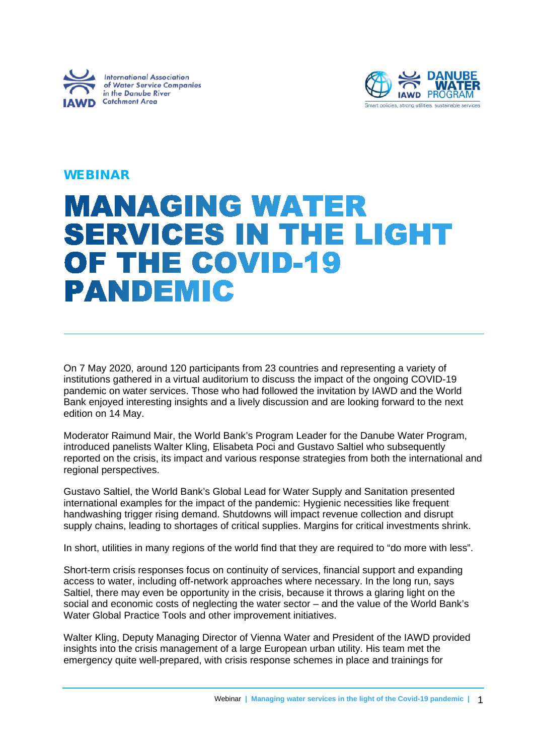International Association of Water Service Companies in the Danube River Catchment Area

IAWD

DANUBE WATER PROGRAM

Smart policies, strong utilities, sustainable services

WEBINAR

# MANAGING WATER SERVICES IN THE LIGHT OF THE COVID-19 PANDEMIC

On 7 May 2020, around 120 participants from 23 countries and representing a variety of institutions gathered in a virtual auditorium to discuss the impact of the ongoing COVID-19 pandemic on water services. Those who had followed the invitation by IAWD and the World Bank enjoyed interesting insights and a lively discussion and are looking forward to the next edition on 14 May.

Moderator Raimund Mair, the World Bank's Program Leader for the Danube Water Program, introduced panelists Walter Kling, Elisabeta Poci and Gustavo Saltiel who subsequently reported on the crisis, its impact and various response strategies from both the international and regional perspectives.

Gustavo Saltiel, the World Bank's Global Lead for Water Supply and Sanitation presented international examples for the impact of the pandemic: Hygienic necessities like frequent handwashing trigger rising demand. Shutdowns will impact revenue collection and disrupt supply chains, leading to shortages of critical supplies. Margins for critical investments shrink.

In short, utilities in many regions of the world find that they are required to "do more with less".

Short-term crisis responses focus on continuity of services, financial support and expanding access to water, including off-network approaches where necessary. In the long run, says Saltiel, there may even be opportunity in the crisis, because it throws a glaring light on the social and economic costs of neglecting the water sector – and the value of the World Bank's Water Global Practice Tools and other improvement initiatives.

Walter Kling, Deputy Managing Director of Vienna Water and President of the IAWD provided insights into the crisis management of a large European urban utility. His team met the emergency quite well-prepared, with crisis response schemes in place and trainings for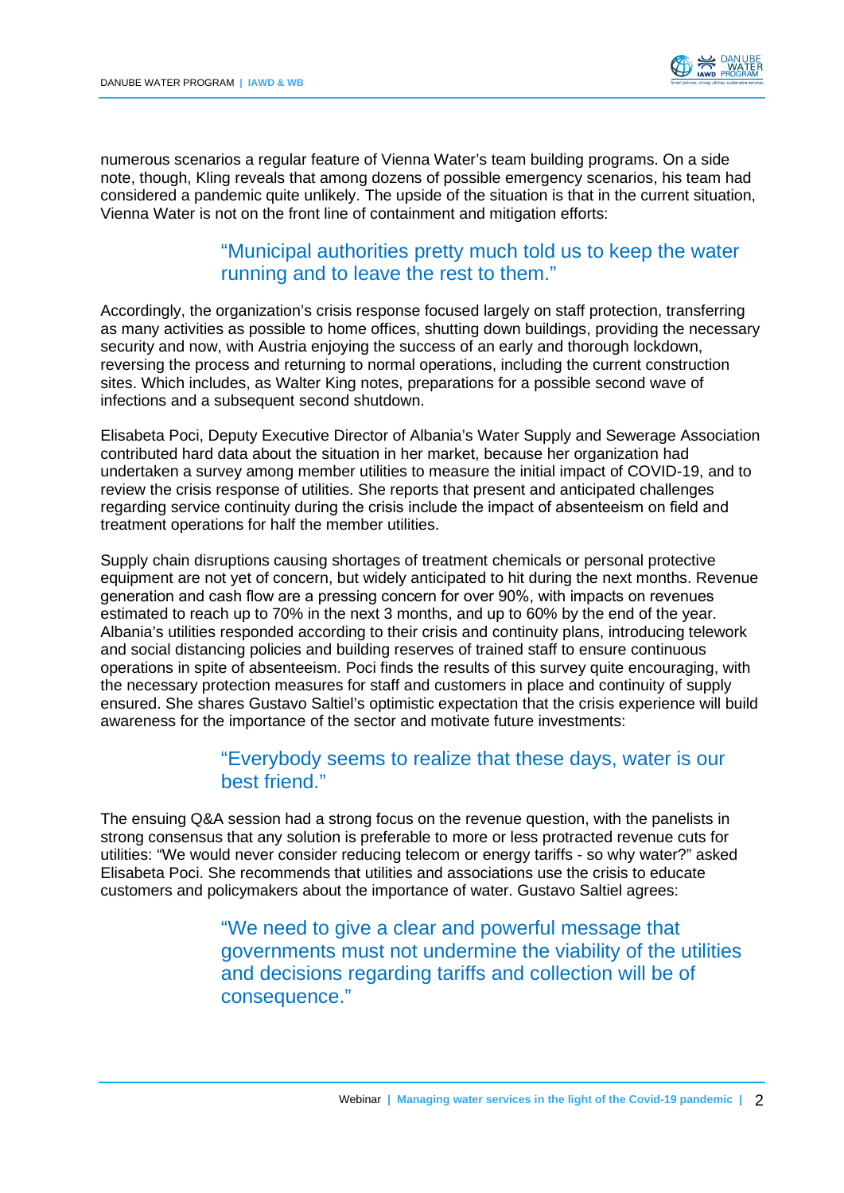numerous scenarios a regular feature of Vienna Water's team building programs. On a side note, though, Kling reveals that among dozens of possible emergency scenarios, his team had considered a pandemic quite unlikely. The upside of the situation is that in the current situation, Vienna Water is not on the front line of containment and mitigation efforts:

> "Municipal authorities pretty much told us to keep the water running and to leave the rest to them."

Accordingly, the organization's crisis response focused largely on staff protection, transferring as many activities as possible to home offices, shutting down buildings, providing the necessary security and now, with Austria enjoying the success of an early and thorough lockdown, reversing the process and returning to normal operations, including the current construction sites. Which includes, as Walter King notes, preparations for a possible second wave of infections and a subsequent second shutdown.

Elisabeta Poci, Deputy Executive Director of Albania's Water Supply and Sewerage Association contributed hard data about the situation in her market, because her organization had undertaken a survey among member utilities to measure the initial impact of COVID-19, and to review the crisis response of utilities. She reports that present and anticipated challenges regarding service continuity during the crisis include the impact of absenteeism on field and treatment operations for half the member utilities.

Supply chain disruptions causing shortages of treatment chemicals or personal protective equipment are not yet of concern, but widely anticipated to hit during the next months. Revenue generation and cash flow are a pressing concern for over 90%, with impacts on revenues estimated to reach up to 70% in the next 3 months, and up to 60% by the end of the year. Albania's utilities responded according to their crisis and continuity plans, introducing telework and social distancing policies and building reserves of trained staff to ensure continuous operations in spite of absenteeism. Poci finds the results of this survey quite encouraging, with the necessary protection measures for staff and customers in place and continuity of supply ensured. She shares Gustavo Saltiel's optimistic expectation that the crisis experience will build awareness for the importance of the sector and motivate future investments:

> "Everybody seems to realize that these days, water is our best friend."

The ensuing Q&A session had a strong focus on the revenue question, with the panelists in strong consensus that any solution is preferable to more or less protracted revenue cuts for utilities: "We would never consider reducing telecom or energy tariffs - so why water?" asked Elisabeta Poci. She recommends that utilities and associations use the crisis to educate customers and policymakers about the importance of water. Gustavo Saltiel agrees:

> "We need to give a clear and powerful message that governments must not undermine the viability of the utilities and decisions regarding tariffs and collection will be of consequence."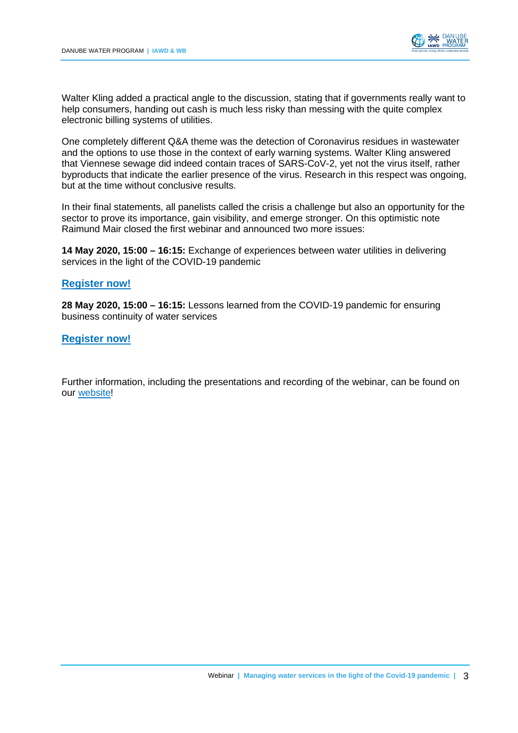Walter Kling added a practical angle to the discussion, stating that if governments really want to help consumers, handing out cash is much less risky than messing with the quite complex electronic billing systems of utilities.

One completely different Q&A theme was the detection of Coronavirus residues in wastewater and the options to use those in the context of early warning systems. Walter Kling answered that Viennese sewage did indeed contain traces of SARS-CoV-2, yet not the virus itself, rather byproducts that indicate the earlier presence of the virus. Research in this respect was ongoing, but at the time without conclusive results.

In their final statements, all panelists called the crisis a challenge but also an opportunity for the sector to prove its importance, gain visibility, and emerge stronger. On this optimistic note Raimund Mair closed the first webinar and announced two more issues:

**14 May 2020, 15:00 – 16:15:** Exchange of experiences between water utilities in delivering services in the light of the COVID-19 pandemic

**Register now!**

**28 May 2020, 15:00 – 16:15:** Lessons learned from the COVID-19 pandemic for ensuring business continuity of water services

**Register now!**

Further information, including the presentations and recording of the webinar, can be found on our website!